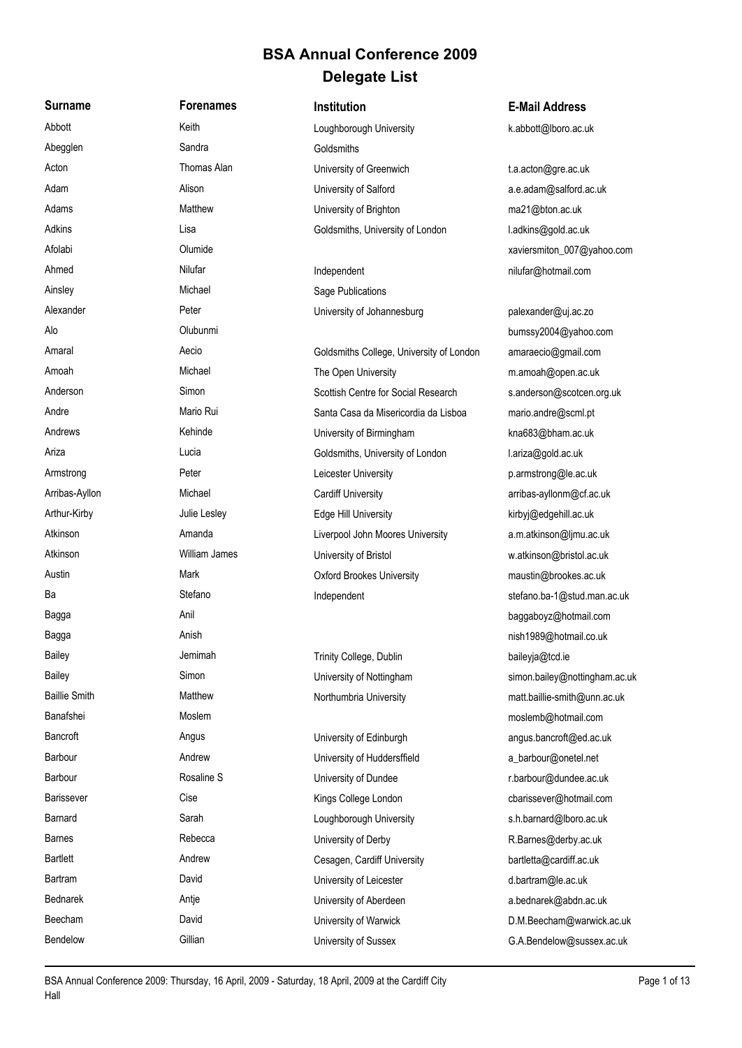# BSA Annual Conference 2009
## Delegate List

| Surname | Forenames | Institution | E-Mail Address |
|---|---|---|---|
| Abbott | Keith | Loughborough University | k.abbott@lboro.ac.uk |
| Abegglen | Sandra | Goldsmiths | |
| Acton | Thomas Alan | University of Greenwich | t.a.acton@gre.ac.uk |
| Adam | Alison | University of Salford | a.e.adam@salford.ac.uk |
| Adams | Matthew | University of Brighton | ma21@bton.ac.uk |
| Adkins | Lisa | Goldsmiths, University of London | l.adkins@gold.ac.uk |
| Afolabi | Olumide | | xaviersmiton_007@yahoo.com |
| Ahmed | Nilufar | Independent | nilufar@hotmail.com |
| Ainsley | Michael | Sage Publications | |
| Alexander | Peter | University of Johannesburg | palexander@uj.ac.zo |
| Alo | Olubunmi | | bumssy2004@yahoo.com |
| Amaral | Aecio | Goldsmiths College, University of London | amaraecio@gmail.com |
| Amoah | Michael | The Open University | m.amoah@open.ac.uk |
| Anderson | Simon | Scottish Centre for Social Research | s.anderson@scotcen.org.uk |
| Andre | Mario Rui | Santa Casa da Misericordia da Lisboa | mario.andre@scml.pt |
| Andrews | Kehinde | University of Birmingham | kna683@bham.ac.uk |
| Ariza | Lucia | Goldsmiths, University of London | l.ariza@gold.ac.uk |
| Armstrong | Peter | Leicester University | p.armstrong@le.ac.uk |
| Arribas-Ayllon | Michael | Cardiff University | arribas-ayllonm@cf.ac.uk |
| Arthur-Kirby | Julie Lesley | Edge Hill University | kirbyj@edgehill.ac.uk |
| Atkinson | Amanda | Liverpool John Moores University | a.m.atkinson@ljmu.ac.uk |
| Atkinson | William James | University of Bristol | w.atkinson@bristol.ac.uk |
| Austin | Mark | Oxford Brookes University | maustin@brookes.ac.uk |
| Ba | Stefano | Independent | stefano.ba-1@stud.man.ac.uk |
| Bagga | Anil | | baggaboyz@hotmail.com |
| Bagga | Anish | | nish1989@hotmail.co.uk |
| Bailey | Jemimah | Trinity College, Dublin | baileyja@tcd.ie |
| Bailey | Simon | University of Nottingham | simon.bailey@nottingham.ac.uk |
| Baillie Smith | Matthew | Northumbria University | matt.baillie-smith@unn.ac.uk |
| Banafshei | Moslem | | moslemb@hotmail.com |
| Bancroft | Angus | University of Edinburgh | angus.bancroft@ed.ac.uk |
| Barbour | Andrew | University of Hudersffield | a_barbour@onetel.net |
| Barbour | Rosaline S | University of Dundee | r.barbour@dundee.ac.uk |
| Barissever | Cise | Kings College London | cbarissever@hotmail.com |
| Barnard | Sarah | Loughborough University | s.h.barnard@lboro.ac.uk |
| Barnes | Rebecca | University of Derby | R.Barnes@derby.ac.uk |
| Bartlett | Andrew | Cesagen, Cardiff University | bartletta@cardiff.ac.uk |
| Bartram | David | University of Leicester | d.bartram@le.ac.uk |
| Bednarek | Antje | University of Aberdeen | a.bednarek@abdn.ac.uk |
| Beecham | David | University of Warwick | D.M.Beecham@warwick.ac.uk |
| Bendelow | Gillian | University of Sussex | G.A.Bendelow@sussex.ac.uk |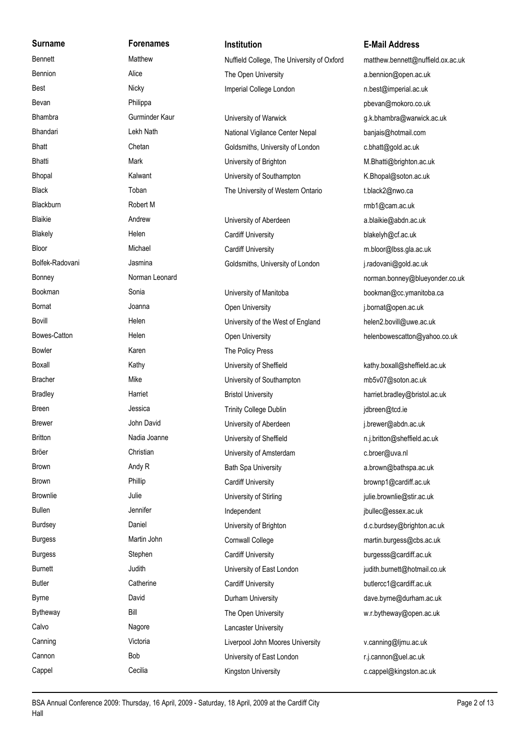| Surname | Forenames | Institution | E-Mail Address |
|---|---|---|---|
| Bennett | Matthew | Nuffield College, The University of Oxford | matthew.bennett@nuffield.ox.ac.uk |
| Bennion | Alice | The Open University | a.bennion@open.ac.uk |
| Best | Nicky | Imperial College London | n.best@imperial.ac.uk |
| Bevan | Philippa | | pbevan@mokoro.co.uk |
| Bhambra | Gurminder Kaur | University of Warwick | g.k.bhambra@warwick.ac.uk |
| Bhandari | Lekh Nath | National Vigilance Center Nepal | banjais@hotmail.com |
| Bhatt | Chetan | Goldsmiths, University of London | c.bhatt@gold.ac.uk |
| Bhatti | Mark | University of Brighton | M.Bhatti@brighton.ac.uk |
| Bhopal | Kalwant | University of Southampton | K.Bhopal@soton.ac.uk |
| Black | Toban | The University of Western Ontario | t.black2@nwo.ca |
| Blackburn | Robert M | | rmb1@cam.ac.uk |
| Blaikie | Andrew | University of Aberdeen | a.blaikie@abdn.ac.uk |
| Blakely | Helen | Cardiff University | blakelyh@cf.ac.uk |
| Bloor | Michael | Cardiff University | m.bloor@lbss.gla.ac.uk |
| Bolfek-Radovani | Jasmina | Goldsmiths, University of London | j.radovani@gold.ac.uk |
| Bonney | Norman Leonard | | norman.bonney@blueyonder.co.uk |
| Bookman | Sonia | University of Manitoba | bookman@cc.ymanitoba.ca |
| Bornat | Joanna | Open University | j.bornat@open.ac.uk |
| Bovill | Helen | University of the West of England | helen2.bovill@uwe.ac.uk |
| Bowes-Catton | Helen | Open University | helenbowescatton@yahoo.co.uk |
| Bowler | Karen | The Policy Press | |
| Boxall | Kathy | University of Sheffield | kathy.boxall@sheffield.ac.uk |
| Bracher | Mike | University of Southampton | mb5v07@soton.ac.uk |
| Bradley | Harriet | Bristol University | harriet.bradley@bristol.ac.uk |
| Breen | Jessica | Trinity College Dublin | jdbreen@tcd.ie |
| Brewer | John David | University of Aberdeen | j.brewer@abdn.ac.uk |
| Britton | Nadia Joanne | University of Sheffield | n.j.britton@sheffield.ac.uk |
| Bröer | Christian | University of Amsterdam | c.broer@uva.nl |
| Brown | Andy R | Bath Spa University | a.brown@bathspa.ac.uk |
| Brown | Phillip | Cardiff University | brownp1@cardiff.ac.uk |
| Brownlie | Julie | University of Stirling | julie.brownlie@stir.ac.uk |
| Bullen | Jennifer | Independent | jbullec@essex.ac.uk |
| Burdsey | Daniel | University of Brighton | d.c.burdsey@brighton.ac.uk |
| Burgess | Martin John | Cornwall College | martin.burgess@cbs.ac.uk |
| Burgess | Stephen | Cardiff University | burgesss@cardiff.ac.uk |
| Burnett | Judith | University of East London | judith.burnett@hotmail.co.uk |
| Butler | Catherine | Cardiff University | butlercc1@cardiff.ac.uk |
| Byrne | David | Durham University | dave.byrne@durham.ac.uk |
| Bytheway | Bill | The Open University | w.r.bytheway@open.ac.uk |
| Calvo | Nagore | Lancaster University | |
| Canning | Victoria | Liverpool John Moores University | v.canning@ljmu.ac.uk |
| Cannon | Bob | University of East London | r.j.cannon@uel.ac.uk |
| Cappel | Cecilia | Kingston University | c.cappel@kingston.ac.uk |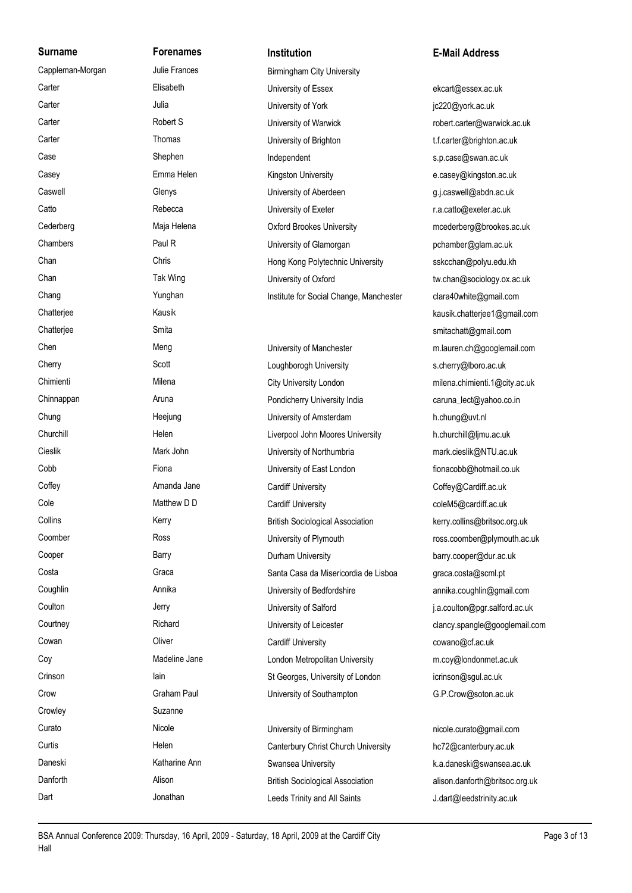| Surname | Forenames | Institution | E-Mail Address |
| --- | --- | --- | --- |
| Cappleman-Morgan | Julie Frances | Birmingham City University | |
| Carter | Elisabeth | University of Essex | ekcart@essex.ac.uk |
| Carter | Julia | University of York | jc220@york.ac.uk |
| Carter | Robert S | University of Warwick | robert.carter@warwick.ac.uk |
| Carter | Thomas | University of Brighton | t.f.carter@brighton.ac.uk |
| Case | Shephen | Independent | s.p.case@swan.ac.uk |
| Casey | Emma Helen | Kingston University | e.casey@kingston.ac.uk |
| Caswell | Glenys | University of Aberdeen | g.j.caswell@abdn.ac.uk |
| Catto | Rebecca | University of Exeter | r.a.catto@exeter.ac.uk |
| Cederberg | Maja Helena | Oxford Brookes University | mcederberg@brookes.ac.uk |
| Chambers | Paul R | University of Glamorgan | pchamber@glam.ac.uk |
| Chan | Chris | Hong Kong Polytechnic University | sskcchan@polyu.edu.kh |
| Chan | Tak Wing | University of Oxford | tw.chan@sociology.ox.ac.uk |
| Chang | Yunghan | Institute for Social Change, Manchester | clara40white@gmail.com |
| Chatterjee | Kausik | | kausik.chatterjee1@gmail.com |
| Chatterjee | Smita | | smitachatt@gmail.com |
| Chen | Meng | University of Manchester | m.lauren.ch@googlemail.com |
| Cherry | Scott | Loughborogh University | s.cherry@lboro.ac.uk |
| Chimienti | Milena | City University London | milena.chimienti.1@city.ac.uk |
| Chinnappan | Aruna | Pondicherry University India | caruna_lect@yahoo.co.in |
| Chung | Heejung | University of Amsterdam | h.chung@uvt.nl |
| Churchill | Helen | Liverpool John Moores University | h.churchill@ljmu.ac.uk |
| Cieslik | Mark John | University of Northumbria | mark.cieslik@NTU.ac.uk |
| Cobb | Fiona | University of East London | fionacobb@hotmail.co.uk |
| Coffey | Amanda Jane | Cardiff University | Coffey@Cardiff.ac.uk |
| Cole | Matthew D D | Cardiff University | coleM5@cardiff.ac.uk |
| Collins | Kerry | British Sociological Association | kerry.collins@britsoc.org.uk |
| Coomber | Ross | University of Plymouth | ross.coomber@plymouth.ac.uk |
| Cooper | Barry | Durham University | barry.cooper@dur.ac.uk |
| Costa | Graca | Santa Casa da Misericordia de Lisboa | graca.costa@scml.pt |
| Coughlin | Annika | University of Bedfordshire | annika.coughlin@gmail.com |
| Coulton | Jerry | University of Salford | j.a.coulton@pgr.salford.ac.uk |
| Courtney | Richard | University of Leicester | clancy.spangle@googlemail.com |
| Cowan | Oliver | Cardiff University | cowano@cf.ac.uk |
| Coy | Madeline Jane | London Metropolitan University | m.coy@londonmet.ac.uk |
| Crinson | Iain | St Georges, University of London | icrinson@sgul.ac.uk |
| Crow | Graham Paul | University of Southampton | G.P.Crow@soton.ac.uk |
| Crowley | Suzanne | | |
| Curato | Nicole | University of Birmingham | nicole.curato@gmail.com |
| Curtis | Helen | Canterbury Christ Church University | hc72@canterbury.ac.uk |
| Daneski | Katharine Ann | Swansea University | k.a.daneski@swansea.ac.uk |
| Danforth | Alison | British Sociological Association | alison.danforth@britsoc.org.uk |
| Dart | Jonathan | Leeds Trinity and All Saints | J.dart@leedstrinity.ac.uk |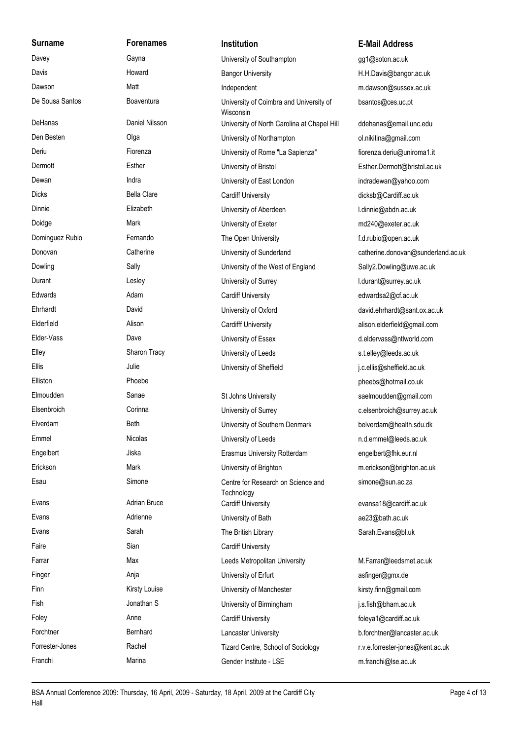| Surname | Forenames | Institution | E-Mail Address |
| --- | --- | --- | --- |
| Davey | Gayna | University of Southampton | gg1@soton.ac.uk |
| Davis | Howard | Bangor University | H.H.Davis@bangor.ac.uk |
| Dawson | Matt | Independent | m.dawson@sussex.ac.uk |
| De Sousa Santos | Boaventura | University of Coimbra and University of Wisconsin | bsantos@ces.uc.pt |
| DeHanas | Daniel Nilsson | University of North Carolina at Chapel Hill | ddehanas@email.unc.edu |
| Den Besten | Olga | University of Northampton | ol.nikitina@gmail.com |
| Deriu | Fiorenza | University of Rome "La Sapienza" | fiorenza.deriu@uniroma1.it |
| Dermott | Esther | University of Bristol | Esther.Dermott@bristol.ac.uk |
| Dewan | Indra | University of East London | indradewan@yahoo.com |
| Dicks | Bella Clare | Cardiff University | dicksb@Cardiff.ac.uk |
| Dinnie | Elizabeth | University of Aberdeen | l.dinnie@abdn.ac.uk |
| Doidge | Mark | University of Exeter | md240@exeter.ac.uk |
| Dominguez Rubio | Fernando | The Open University | f.d.rubio@open.ac.uk |
| Donovan | Catherine | University of Sunderland | catherine.donovan@sunderland.ac.uk |
| Dowling | Sally | University of the West of England | Sally2.Dowling@uwe.ac.uk |
| Durant | Lesley | University of Surrey | l.durant@surrey.ac.uk |
| Edwards | Adam | Cardiff University | edwardsa2@cf.ac.uk |
| Ehrhardt | David | University of Oxford | david.ehrhardt@sant.ox.ac.uk |
| Elderfield | Alison | Cardifff University | alison.elderfield@gmail.com |
| Elder-Vass | Dave | University of Essex | d.eldervass@ntlworld.com |
| Elley | Sharon Tracy | University of Leeds | s.t.elley@leeds.ac.uk |
| Ellis | Julie | University of Sheffield | j.c.ellis@sheffield.ac.uk |
| Elliston | Phoebe | | pheebs@hotmail.co.uk |
| Elmoudden | Sanae | St Johns University | saelmoudden@gmail.com |
| Elsenbroich | Corinna | University of Surrey | c.elsenbroich@surrey.ac.uk |
| Elverdam | Beth | University of Southern Denmark | belverdam@health.sdu.dk |
| Emmel | Nicolas | University of Leeds | n.d.emmel@leeds.ac.uk |
| Engelbert | Jiska | Erasmus University Rotterdam | engelbert@fhk.eur.nl |
| Erickson | Mark | University of Brighton | m.erickson@brighton.ac.uk |
| Esau | Simone | Centre for Research on Science and Technology | simone@sun.ac.za |
| Evans | Adrian Bruce | Cardiff University | evansa18@cardiff.ac.uk |
| Evans | Adrienne | University of Bath | ae23@bath.ac.uk |
| Evans | Sarah | The British Library | Sarah.Evans@bl.uk |
| Faire | Sian | Cardiff University | |
| Farrar | Max | Leeds Metropolitan University | M.Farrar@leedsmet.ac.uk |
| Finger | Anja | University of Erfurt | asfinger@gmx.de |
| Finn | Kirsty Louise | University of Manchester | kirsty.finn@gmail.com |
| Fish | Jonathan S | University of Birmingham | j.s.fish@bham.ac.uk |
| Foley | Anne | Cardiff University | foleya1@cardiff.ac.uk |
| Forchtner | Bernhard | Lancaster University | b.forchtner@lancaster.ac.uk |
| Forrester-Jones | Rachel | Tizard Centre, School of Sociology | r.v.e.forrester-jones@kent.ac.uk |
| Franchi | Marina | Gender Institute - LSE | m.franchi@lse.ac.uk |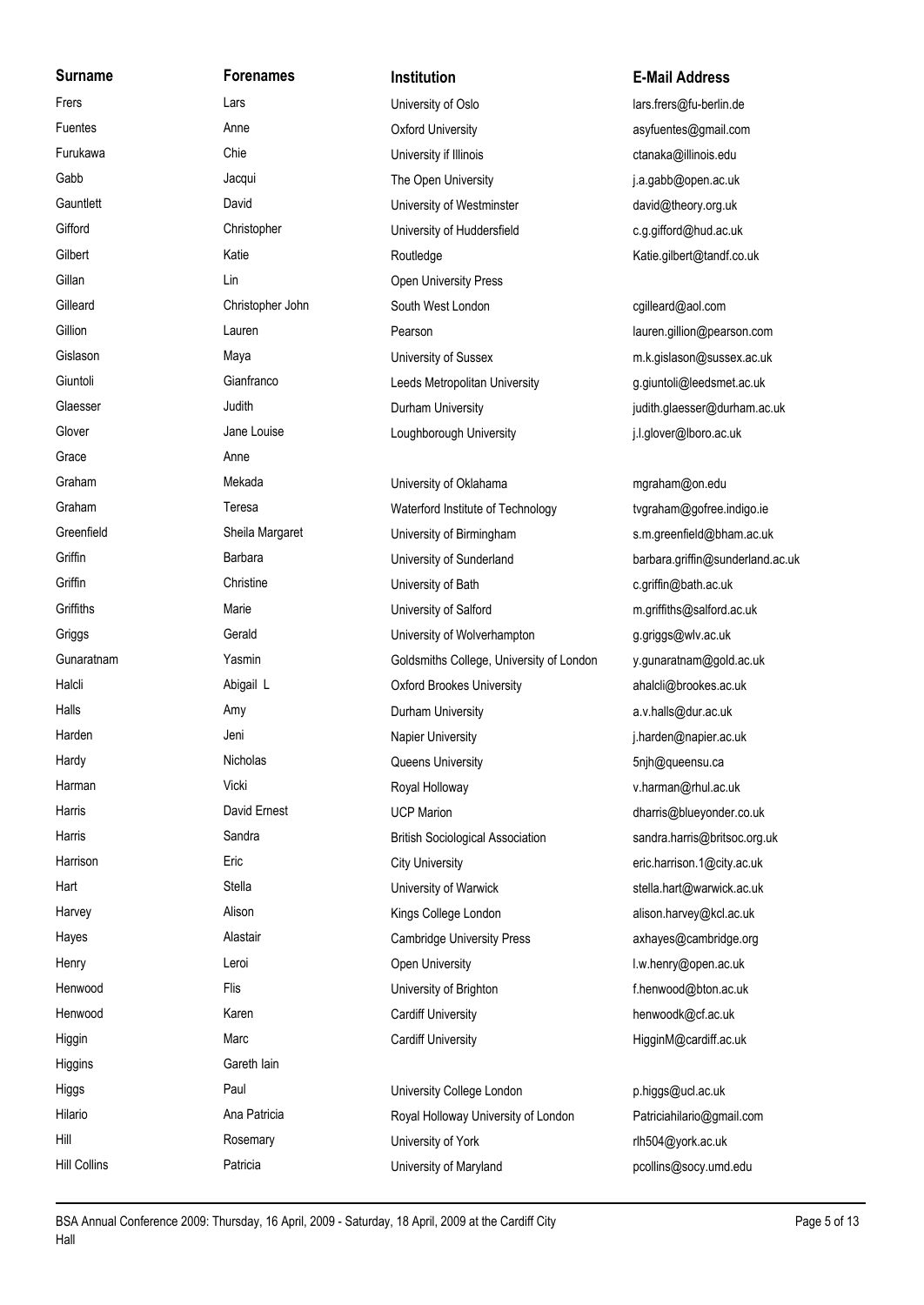| Surname | Forenames | Institution | E-Mail Address |
|---|---|---|---|
| Frers | Lars | University of Oslo | lars.frers@fu-berlin.de |
| Fuentes | Anne | Oxford University | asyfuentes@gmail.com |
| Furukawa | Chie | University if Illinois | ctanaka@illinois.edu |
| Gabb | Jacqui | The Open University | j.a.gabb@open.ac.uk |
| Gauntlett | David | University of Westminster | david@theory.org.uk |
| Gifford | Christopher | University of Huddersfield | c.g.gifford@hud.ac.uk |
| Gilbert | Katie | Routledge | Katie.gilbert@tandf.co.uk |
| Gillan | Lin | Open University Press | |
| Gilleard | Christopher John | South West London | cgilleard@aol.com |
| Gillion | Lauren | Pearson | lauren.gillion@pearson.com |
| Gislason | Maya | University of Sussex | m.k.gislason@sussex.ac.uk |
| Giuntoli | Gianfranco | Leeds Metropolitan University | g.giuntoli@leedsmet.ac.uk |
| Glaesser | Judith | Durham University | judith.glaesser@durham.ac.uk |
| Glover | Jane Louise | Loughborough University | j.l.glover@lboro.ac.uk |
| Grace | Anne | | |
| Graham | Mekada | University of Oklahama | mgraham@on.edu |
| Graham | Teresa | Waterford Institute of Technology | tvgraham@gofree.indigo.ie |
| Greenfield | Sheila Margaret | University of Birmingham | s.m.greenfield@bham.ac.uk |
| Griffin | Barbara | University of Sunderland | barbara.griffin@sunderland.ac.uk |
| Griffin | Christine | University of Bath | c.griffin@bath.ac.uk |
| Griffiths | Marie | University of Salford | m.griffiths@salford.ac.uk |
| Griggs | Gerald | University of Wolverhampton | g.griggs@wlv.ac.uk |
| Gunaratnam | Yasmin | Goldsmiths College, University of London | y.gunaratnam@gold.ac.uk |
| Halcli | Abigail L | Oxford Brookes University | ahalcli@brookes.ac.uk |
| Halls | Amy | Durham University | a.v.halls@dur.ac.uk |
| Harden | Jeni | Napier University | j.harden@napier.ac.uk |
| Hardy | Nicholas | Queens University | 5njh@queensu.ca |
| Harman | Vicki | Royal Holloway | v.harman@rhul.ac.uk |
| Harris | David Ernest | UCP Marion | dharris@blueyonder.co.uk |
| Harris | Sandra | British Sociological Association | sandra.harris@britsoc.org.uk |
| Harrison | Eric | City University | eric.harrison.1@city.ac.uk |
| Hart | Stella | University of Warwick | stella.hart@warwick.ac.uk |
| Harvey | Alison | Kings College London | alison.harvey@kcl.ac.uk |
| Hayes | Alastair | Cambridge University Press | axhayes@cambridge.org |
| Henry | Leroi | Open University | l.w.henry@open.ac.uk |
| Henwood | Flis | University of Brighton | f.henwood@bton.ac.uk |
| Henwood | Karen | Cardiff University | henwoodk@cf.ac.uk |
| Higgin | Marc | Cardiff University | HigginM@cardiff.ac.uk |
| Higgins | Gareth Iain | | |
| Higgs | Paul | University College London | p.higgs@ucl.ac.uk |
| Hilario | Ana Patricia | Royal Holloway University of London | Patriciahilario@gmail.com |
| Hill | Rosemary | University of York | rlh504@york.ac.uk |
| Hill Collins | Patricia | University of Maryland | pcollins@socy.umd.edu |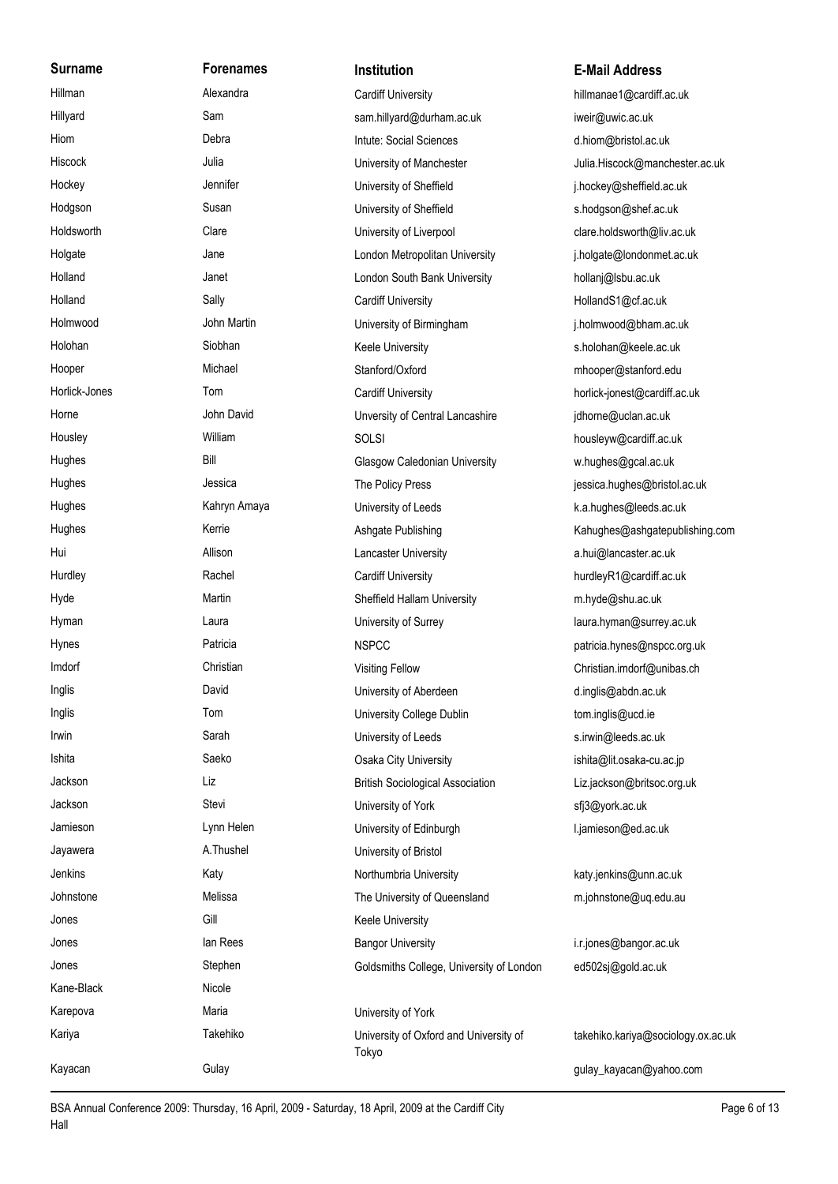| Surname | Forenames | Institution | E-Mail Address |
| --- | --- | --- | --- |
| Hillman | Alexandra | Cardiff University | hillmanae1@cardiff.ac.uk |
| Hillyard | Sam | sam.hillyard@durham.ac.uk | iweir@uwic.ac.uk |
| Hiom | Debra | Intute: Social Sciences | d.hiom@bristol.ac.uk |
| Hiscock | Julia | University of Manchester | Julia.Hiscock@manchester.ac.uk |
| Hockey | Jennifer | University of Sheffield | j.hockey@sheffield.ac.uk |
| Hodgson | Susan | University of Sheffield | s.hodgson@shef.ac.uk |
| Holdsworth | Clare | University of Liverpool | clare.holdsworth@liv.ac.uk |
| Holgate | Jane | London Metropolitan University | j.holgate@londonmet.ac.uk |
| Holland | Janet | London South Bank University | hollanj@lsbu.ac.uk |
| Holland | Sally | Cardiff University | HollandS1@cf.ac.uk |
| Holmwood | John Martin | University of Birmingham | j.holmwood@bham.ac.uk |
| Holohan | Siobhan | Keele University | s.holohan@keele.ac.uk |
| Hooper | Michael | Stanford/Oxford | mhooper@stanford.edu |
| Horlick-Jones | Tom | Cardiff University | horlick-jonest@cardiff.ac.uk |
| Horne | John David | Unversity of Central Lancashire | jdhorne@uclan.ac.uk |
| Housley | William | SOLSI | housleyw@cardiff.ac.uk |
| Hughes | Bill | Glasgow Caledonian University | w.hughes@gcal.ac.uk |
| Hughes | Jessica | The Policy Press | jessica.hughes@bristol.ac.uk |
| Hughes | Kahryn Amaya | University of Leeds | k.a.hughes@leeds.ac.uk |
| Hughes | Kerrie | Ashgate Publishing | Kahughes@ashgatepublishing.com |
| Hui | Allison | Lancaster University | a.hui@lancaster.ac.uk |
| Hurdley | Rachel | Cardiff University | hurdleyR1@cardiff.ac.uk |
| Hyde | Martin | Sheffield Hallam University | m.hyde@shu.ac.uk |
| Hyman | Laura | University of Surrey | laura.hyman@surrey.ac.uk |
| Hynes | Patricia | NSPCC | patricia.hynes@nspcc.org.uk |
| Imdorf | Christian | Visiting Fellow | Christian.imdorf@unibas.ch |
| Inglis | David | University of Aberdeen | d.inglis@abdn.ac.uk |
| Inglis | Tom | University College Dublin | tom.inglis@ucd.ie |
| Irwin | Sarah | University of Leeds | s.irwin@leeds.ac.uk |
| Ishita | Saeko | Osaka City University | ishita@lit.osaka-cu.ac.jp |
| Jackson | Liz | British Sociological Association | Liz.jackson@britsoc.org.uk |
| Jackson | Stevi | University of York | sfj3@york.ac.uk |
| Jamieson | Lynn Helen | University of Edinburgh | l.jamieson@ed.ac.uk |
| Jayawera | A.Thushel | University of Bristol | |
| Jenkins | Katy | Northumbria University | katy.jenkins@unn.ac.uk |
| Johnstone | Melissa | The University of Queensland | m.johnstone@uq.edu.au |
| Jones | Gill | Keele University | |
| Jones | Ian Rees | Bangor University | i.r.jones@bangor.ac.uk |
| Jones | Stephen | Goldsmiths College, University of London | ed502sj@gold.ac.uk |
| Kane-Black | Nicole | | |
| Karepova | Maria | University of York | |
| Kariya | Takehiko | University of Oxford and University of Tokyo | takehiko.kariya@sociology.ox.ac.uk |
| Kayacan | Gulay | | gulay_kayacan@yahoo.com |

BSA Annual Conference 2009: Thursday, 16 April, 2009 - Saturday, 18 April, 2009 at the Cardiff City Hall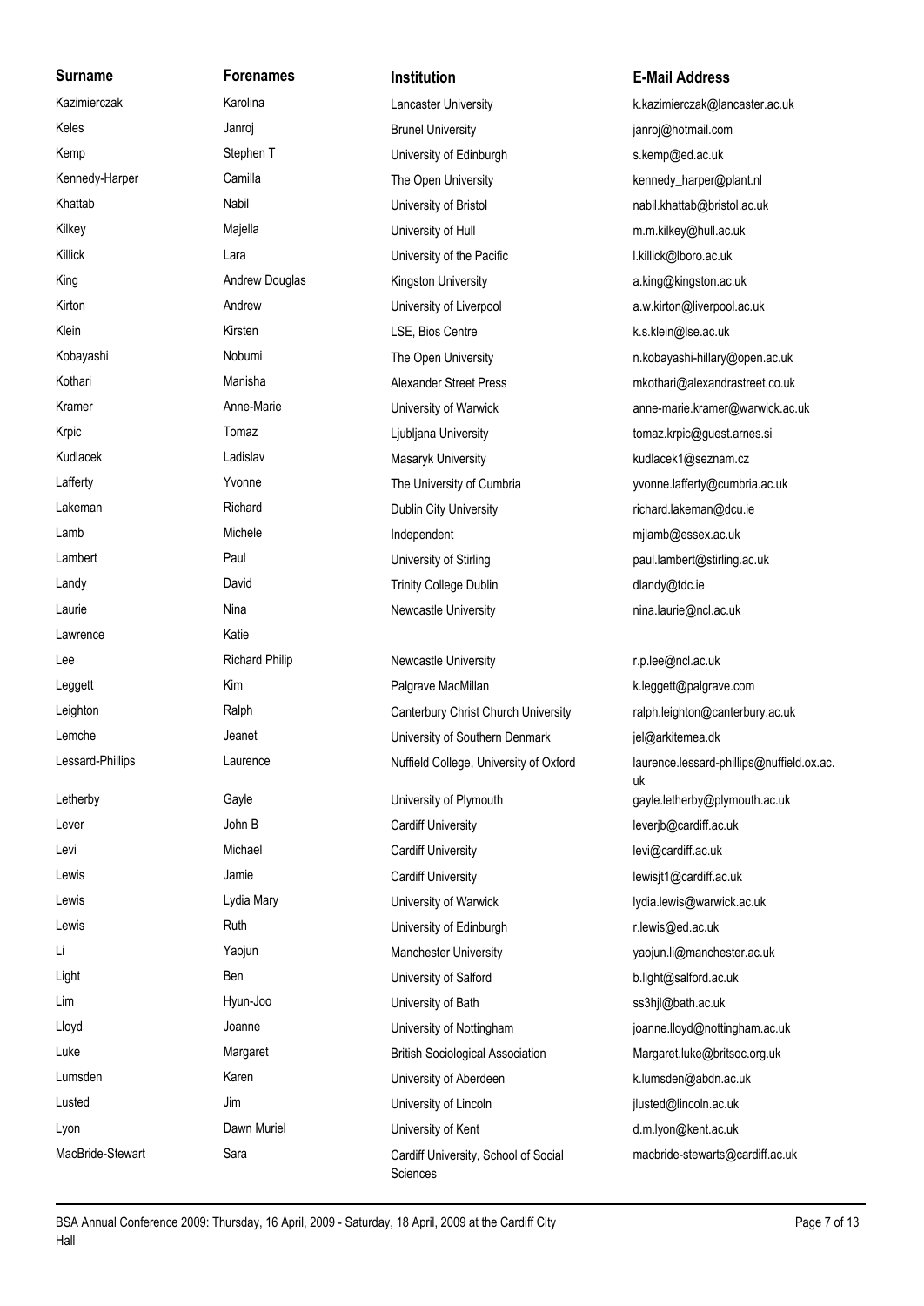| Surname | Forenames | Institution | E-Mail Address |
|---|---|---|---|
| Kazimierczak | Karolina | Lancaster University | k.kazimierczak@lancaster.ac.uk |
| Keles | Janroj | Brunel University | janroj@hotmail.com |
| Kemp | Stephen T | University of Edinburgh | s.kemp@ed.ac.uk |
| Kennedy-Harper | Camilla | The Open University | kennedy_harper@plant.nl |
| Khattab | Nabil | University of Bristol | nabil.khattab@bristol.ac.uk |
| Kilkey | Majella | University of Hull | m.m.kilkey@hull.ac.uk |
| Killick | Lara | University of the Pacific | l.killick@lboro.ac.uk |
| King | Andrew Douglas | Kingston University | a.king@kingston.ac.uk |
| Kirton | Andrew | University of Liverpool | a.w.kirton@liverpool.ac.uk |
| Klein | Kirsten | LSE, Bios Centre | k.s.klein@lse.ac.uk |
| Kobayashi | Nobumi | The Open University | n.kobayashi-hillary@open.ac.uk |
| Kothari | Manisha | Alexander Street Press | mkothari@alexandrastreet.co.uk |
| Kramer | Anne-Marie | University of Warwick | anne-marie.kramer@warwick.ac.uk |
| Krpic | Tomaz | Ljubljana University | tomaz.krpic@guest.arnes.si |
| Kudlacek | Ladislav | Masaryk University | kudlacek1@seznam.cz |
| Lafferty | Yvonne | The University of Cumbria | yvonne.lafferty@cumbria.ac.uk |
| Lakeman | Richard | Dublin City University | richard.lakeman@dcu.ie |
| Lamb | Michele | Independent | mjlamb@essex.ac.uk |
| Lambert | Paul | University of Stirling | paul.lambert@stirling.ac.uk |
| Landy | David | Trinity College Dublin | dlandy@tdc.ie |
| Laurie | Nina | Newcastle University | nina.laurie@ncl.ac.uk |
| Lawrence | Katie | | |
| Lee | Richard Philip | Newcastle University | r.p.lee@ncl.ac.uk |
| Leggett | Kim | Palgrave MacMillan | k.leggett@palgrave.com |
| Leighton | Ralph | Canterbury Christ Church University | ralph.leighton@canterbury.ac.uk |
| Lemche | Jeanet | University of Southern Denmark | jel@arkitemea.dk |
| Lessard-Phillips | Laurence | Nuffield College, University of Oxford | laurence.lessard-phillips@nuffield.ox.ac.uk |
| Letherby | Gayle | University of Plymouth | gayle.letherby@plymouth.ac.uk |
| Lever | John B | Cardiff University | leverjb@cardiff.ac.uk |
| Levi | Michael | Cardiff University | levi@cardiff.ac.uk |
| Lewis | Jamie | Cardiff University | lewisjt1@cardiff.ac.uk |
| Lewis | Lydia Mary | University of Warwick | lydia.lewis@warwick.ac.uk |
| Lewis | Ruth | University of Edinburgh | r.lewis@ed.ac.uk |
| Li | Yaojun | Manchester University | yaojun.li@manchester.ac.uk |
| Light | Ben | University of Salford | b.light@salford.ac.uk |
| Lim | Hyun-Joo | University of Bath | ss3hjl@bath.ac.uk |
| Lloyd | Joanne | University of Nottingham | joanne.lloyd@nottingham.ac.uk |
| Luke | Margaret | British Sociological Association | Margaret.luke@britsoc.org.uk |
| Lumsden | Karen | University of Aberdeen | k.lumsden@abdn.ac.uk |
| Lusted | Jim | University of Lincoln | jlusted@lincoln.ac.uk |
| Lyon | Dawn Muriel | University of Kent | d.m.lyon@kent.ac.uk |
| MacBride-Stewart | Sara | Cardiff University, School of Social Sciences | macbride-stewarts@cardiff.ac.uk |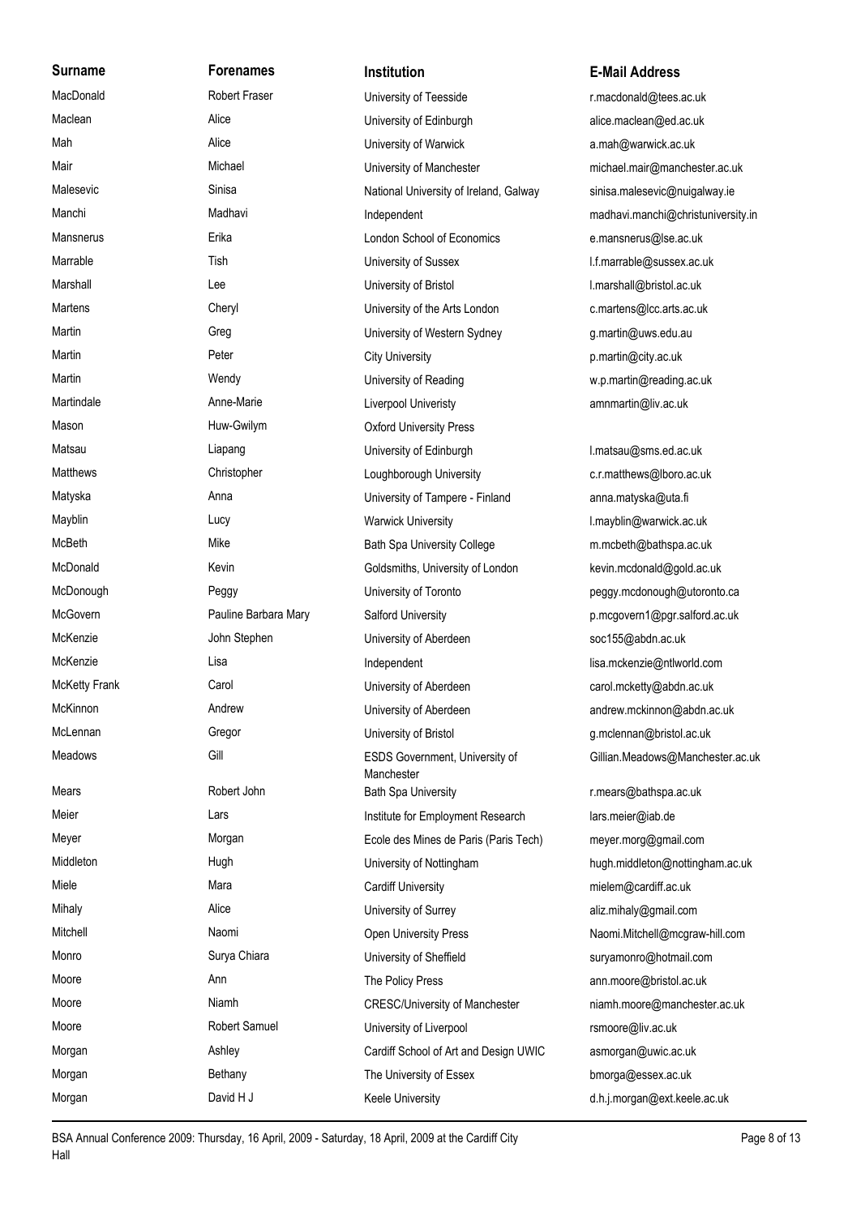| Surname | Forenames | Institution | E-Mail Address |
| --- | --- | --- | --- |
| MacDonald | Robert Fraser | University of Teesside | r.macdonald@tees.ac.uk |
| Maclean | Alice | University of Edinburgh | alice.maclean@ed.ac.uk |
| Mah | Alice | University of Warwick | a.mah@warwick.ac.uk |
| Mair | Michael | University of Manchester | michael.mair@manchester.ac.uk |
| Malesevic | Sinisa | National University of Ireland, Galway | sinisa.malesevic@nuigalway.ie |
| Manchi | Madhavi | Independent | madhavi.manchi@christuniversity.in |
| Mansnerus | Erika | London School of Economics | e.mansnerus@lse.ac.uk |
| Marrable | Tish | University of Sussex | l.f.marrable@sussex.ac.uk |
| Marshall | Lee | University of Bristol | l.marshall@bristol.ac.uk |
| Martens | Cheryl | University of the Arts London | c.martens@lcc.arts.ac.uk |
| Martin | Greg | University of Western Sydney | g.martin@uws.edu.au |
| Martin | Peter | City University | p.martin@city.ac.uk |
| Martin | Wendy | University of Reading | w.p.martin@reading.ac.uk |
| Martindale | Anne-Marie | Liverpool Univeristy | amnmartin@liv.ac.uk |
| Mason | Huw-Gwilym | Oxford University Press | |
| Matsau | Liapang | University of Edinburgh | l.matsau@sms.ed.ac.uk |
| Matthews | Christopher | Loughborough University | c.r.matthews@lboro.ac.uk |
| Matyska | Anna | University of Tampere - Finland | anna.matyska@uta.fi |
| Mayblin | Lucy | Warwick University | l.mayblin@warwick.ac.uk |
| McBeth | Mike | Bath Spa University College | m.mcbeth@bathspa.ac.uk |
| McDonald | Kevin | Goldsmiths, University of London | kevin.mcdonald@gold.ac.uk |
| McDonough | Peggy | University of Toronto | peggy.mcdonough@utoronto.ca |
| McGovern | Pauline Barbara Mary | Salford University | p.mcgovern1@pgr.salford.ac.uk |
| McKenzie | John Stephen | University of Aberdeen | soc155@abdn.ac.uk |
| McKenzie | Lisa | Independent | lisa.mckenzie@ntlworld.com |
| McKetty Frank | Carol | University of Aberdeen | carol.mcketty@abdn.ac.uk |
| McKinnon | Andrew | University of Aberdeen | andrew.mckinnon@abdn.ac.uk |
| McLennan | Gregor | University of Bristol | g.mclennan@bristol.ac.uk |
| Meadows | Gill | ESDS Government, University of Manchester | Gillian.Meadows@Manchester.ac.uk |
| Mears | Robert John | Bath Spa University | r.mears@bathspa.ac.uk |
| Meier | Lars | Institute for Employment Research | lars.meier@iab.de |
| Meyer | Morgan | Ecole des Mines de Paris (Paris Tech) | meyer.morg@gmail.com |
| Middleton | Hugh | University of Nottingham | hugh.middleton@nottingham.ac.uk |
| Miele | Mara | Cardiff University | mielem@cardiff.ac.uk |
| Mihaly | Alice | University of Surrey | aliz.mihaly@gmail.com |
| Mitchell | Naomi | Open University Press | Naomi.Mitchell@mcgraw-hill.com |
| Monro | Surya Chiara | University of Sheffield | suryamonro@hotmail.com |
| Moore | Ann | The Policy Press | ann.moore@bristol.ac.uk |
| Moore | Niamh | CRESC/University of Manchester | niamh.moore@manchester.ac.uk |
| Moore | Robert Samuel | University of Liverpool | rsmoore@liv.ac.uk |
| Morgan | Ashley | Cardiff School of Art and Design UWIC | asmorgan@uwic.ac.uk |
| Morgan | Bethany | The University of Essex | bmorga@essex.ac.uk |
| Morgan | David H J | Keele University | d.h.j.morgan@ext.keele.ac.uk |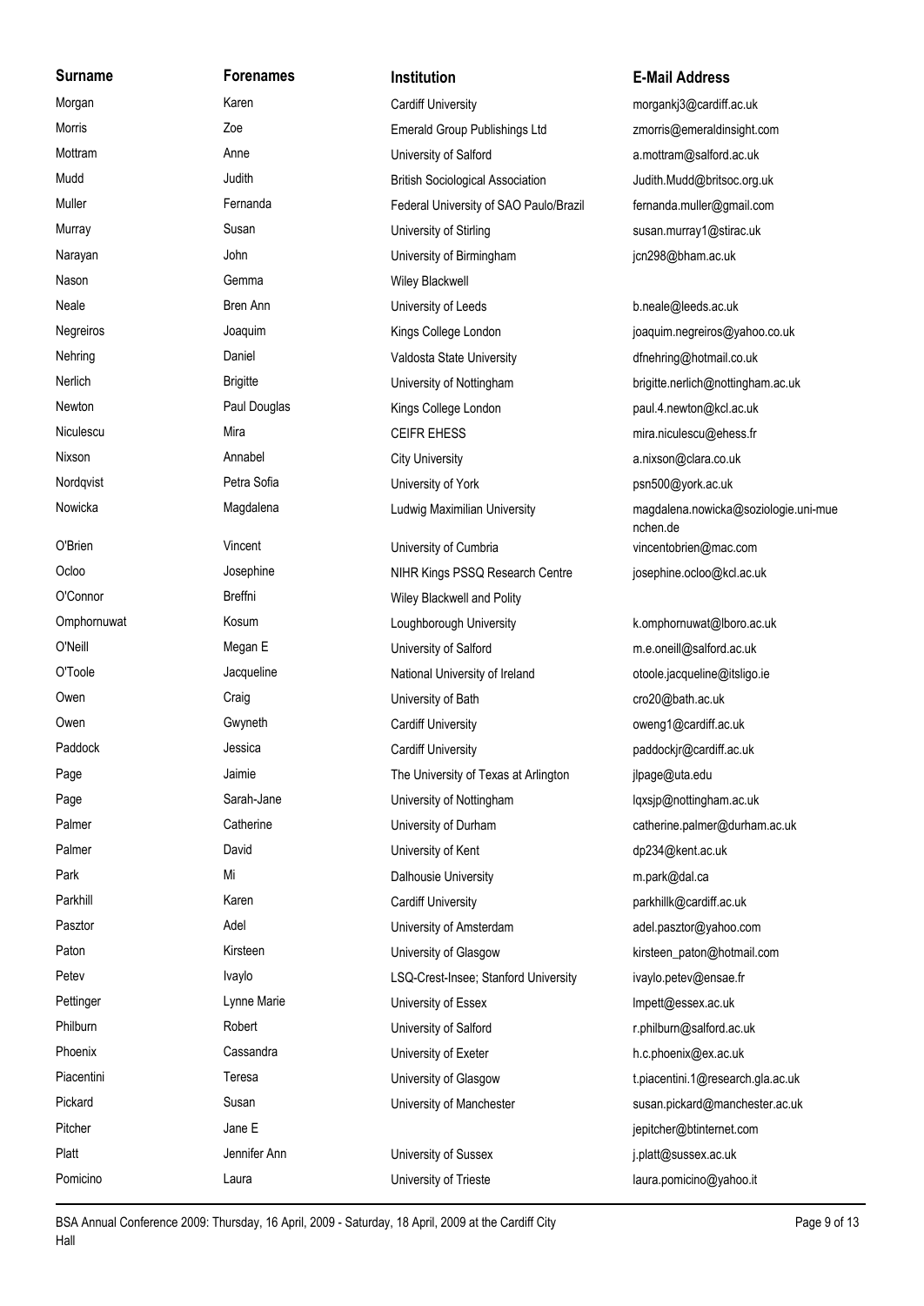| Surname | Forenames | Institution | E-Mail Address |
| --- | --- | --- | --- |
| Morgan | Karen | Cardiff University | morgankj3@cardiff.ac.uk |
| Morris | Zoe | Emerald Group Publishings Ltd | zmorris@emeraldinsight.com |
| Mottram | Anne | University of Salford | a.mottram@salford.ac.uk |
| Mudd | Judith | British Sociological Association | Judith.Mudd@britsoc.org.uk |
| Muller | Fernanda | Federal University of SAO Paulo/Brazil | fernanda.muller@gmail.com |
| Murray | Susan | University of Stirling | susan.murray1@stirac.uk |
| Narayan | John | University of Birmingham | jcn298@bham.ac.uk |
| Nason | Gemma | Wiley Blackwell | |
| Neale | Bren Ann | University of Leeds | b.neale@leeds.ac.uk |
| Negreiros | Joaquim | Kings College London | joaquim.negreiros@yahoo.co.uk |
| Nehring | Daniel | Valdosta State University | dfnehring@hotmail.co.uk |
| Nerlich | Brigitte | University of Nottingham | brigitte.nerlich@nottingham.ac.uk |
| Newton | Paul Douglas | Kings College London | paul.4.newton@kcl.ac.uk |
| Niculescu | Mira | CEIFR EHESS | mira.niculescu@ehess.fr |
| Nixson | Annabel | City University | a.nixson@clara.co.uk |
| Nordqvist | Petra Sofia | University of York | psn500@york.ac.uk |
| Nowicka | Magdalena | Ludwig Maximilian University | magdalena.nowicka@soziologie.uni-muenchen.de |
| O'Brien | Vincent | University of Cumbria | vincentobrien@mac.com |
| Ocloo | Josephine | NIHR Kings PSSQ Research Centre | josephine.ocloo@kcl.ac.uk |
| O'Connor | Breffni | Wiley Blackwell and Polity | |
| Omphornuwat | Kosum | Loughborough University | k.omphornuwat@lboro.ac.uk |
| O'Neill | Megan E | University of Salford | m.e.oneill@salford.ac.uk |
| O'Toole | Jacqueline | National University of Ireland | otoole.jacqueline@itsligo.ie |
| Owen | Craig | University of Bath | cro20@bath.ac.uk |
| Owen | Gwyneth | Cardiff University | oweng1@cardiff.ac.uk |
| Paddock | Jessica | Cardiff University | paddockjr@cardiff.ac.uk |
| Page | Jaimie | The University of Texas at Arlington | jlpage@uta.edu |
| Page | Sarah-Jane | University of Nottingham | lqxsjp@nottingham.ac.uk |
| Palmer | Catherine | University of Durham | catherine.palmer@durham.ac.uk |
| Palmer | David | University of Kent | dp234@kent.ac.uk |
| Park | Mi | Dalhousie University | m.park@dal.ca |
| Parkhill | Karen | Cardiff University | parkhillk@cardiff.ac.uk |
| Pasztor | Adel | University of Amsterdam | adel.pasztor@yahoo.com |
| Paton | Kirsteen | University of Glasgow | kirsteen_paton@hotmail.com |
| Petev | Ivaylo | LSQ-Crest-Insee; Stanford University | ivaylo.petev@ensae.fr |
| Pettinger | Lynne Marie | University of Essex | lmpett@essex.ac.uk |
| Philburn | Robert | University of Salford | r.philburn@salford.ac.uk |
| Phoenix | Cassandra | University of Exeter | h.c.phoenix@ex.ac.uk |
| Piacentini | Teresa | University of Glasgow | t.piacentini.1@research.gla.ac.uk |
| Pickard | Susan | University of Manchester | susan.pickard@manchester.ac.uk |
| Pitcher | Jane E | | jepitcher@btinternet.com |
| Platt | Jennifer Ann | University of Sussex | j.platt@sussex.ac.uk |
| Pomicino | Laura | University of Trieste | laura.pomicino@yahoo.it |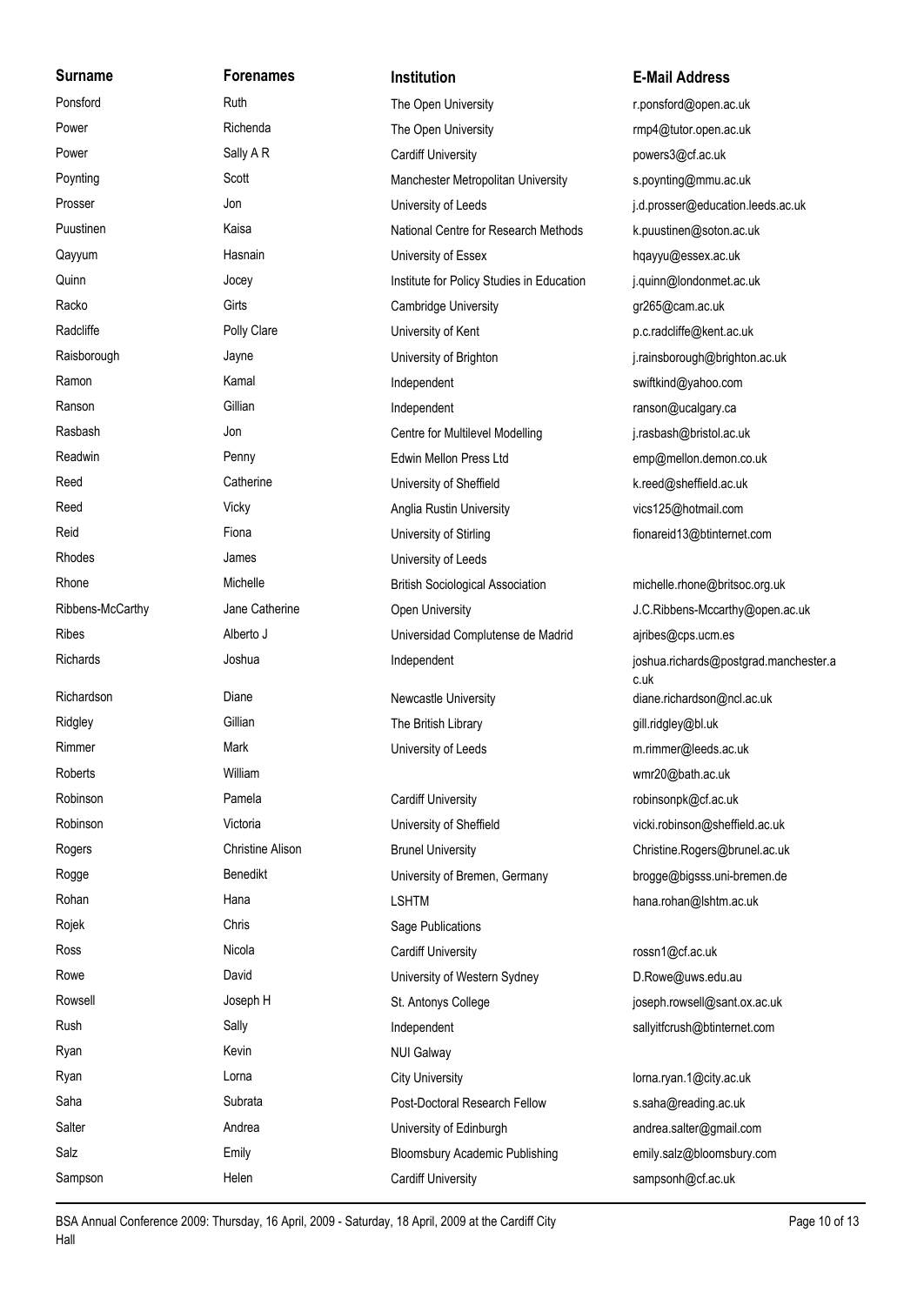| Surname | Forenames | Institution | E-Mail Address |
| --- | --- | --- | --- |
| Ponsford | Ruth | The Open University | r.ponsford@open.ac.uk |
| Power | Richenda | The Open University | rmp4@tutor.open.ac.uk |
| Power | Sally A R | Cardiff University | powers3@cf.ac.uk |
| Poynting | Scott | Manchester Metropolitan University | s.poynting@mmu.ac.uk |
| Prosser | Jon | University of Leeds | j.d.prosser@education.leeds.ac.uk |
| Puustinen | Kaisa | National Centre for Research Methods | k.puustinen@soton.ac.uk |
| Qayyum | Hasnain | University of Essex | hqayyu@essex.ac.uk |
| Quinn | Jocey | Institute for Policy Studies in Education | j.quinn@londonmet.ac.uk |
| Racko | Girts | Cambridge University | gr265@cam.ac.uk |
| Radcliffe | Polly Clare | University of Kent | p.c.radcliffe@kent.ac.uk |
| Raisborough | Jayne | University of Brighton | j.rainsborough@brighton.ac.uk |
| Ramon | Kamal | Independent | swiftkind@yahoo.com |
| Ranson | Gillian | Independent | ranson@ucalgary.ca |
| Rasbash | Jon | Centre for Multilevel Modelling | j.rasbash@bristol.ac.uk |
| Readwin | Penny | Edwin Mellon Press Ltd | emp@mellon.demon.co.uk |
| Reed | Catherine | University of Sheffield | k.reed@sheffield.ac.uk |
| Reed | Vicky | Anglia Rustin University | vics125@hotmail.com |
| Reid | Fiona | University of Stirling | fionareid13@btinternet.com |
| Rhodes | James | University of Leeds | |
| Rhone | Michelle | British Sociological Association | michelle.rhone@britsoc.org.uk |
| Ribbens-McCarthy | Jane Catherine | Open University | J.C.Ribbens-Mccarthy@open.ac.uk |
| Ribes | Alberto J | Universidad Complutense de Madrid | ajribes@cps.ucm.es |
| Richards | Joshua | Independent | joshua.richards@postgrad.manchester.ac.uk |
| Richardson | Diane | Newcastle University | diane.richardson@ncl.ac.uk |
| Ridgley | Gillian | The British Library | gill.ridgley@bl.uk |
| Rimmer | Mark | University of Leeds | m.rimmer@leeds.ac.uk |
| Roberts | William | | wmr20@bath.ac.uk |
| Robinson | Pamela | Cardiff University | robinsonpk@cf.ac.uk |
| Robinson | Victoria | University of Sheffield | vicki.robinson@sheffield.ac.uk |
| Rogers | Christine Alison | Brunel University | Christine.Rogers@brunel.ac.uk |
| Rogge | Benedikt | University of Bremen, Germany | brogge@bigsss.uni-bremen.de |
| Rohan | Hana | LSHTM | hana.rohan@lshtm.ac.uk |
| Rojek | Chris | Sage Publications | |
| Ross | Nicola | Cardiff University | rossn1@cf.ac.uk |
| Rowe | David | University of Western Sydney | D.Rowe@uws.edu.au |
| Rowsell | Joseph H | St. Antonys College | joseph.rowsell@sant.ox.ac.uk |
| Rush | Sally | Independent | sallyitfcrush@btinternet.com |
| Ryan | Kevin | NUI Galway | |
| Ryan | Lorna | City University | lorna.ryan.1@city.ac.uk |
| Saha | Subrata | Post-Doctoral Research Fellow | s.saha@reading.ac.uk |
| Salter | Andrea | University of Edinburgh | andrea.salter@gmail.com |
| Salz | Emily | Bloomsbury Academic Publishing | emily.salz@bloomsbury.com |
| Sampson | Helen | Cardiff University | sampsonh@cf.ac.uk |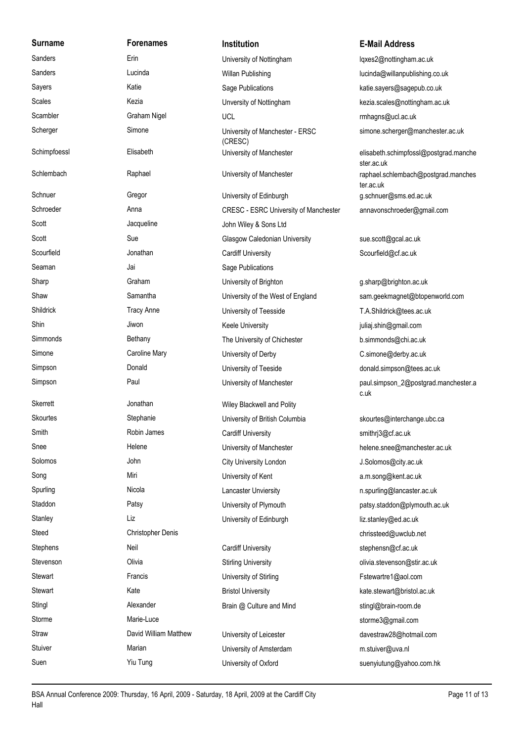| Surname | Forenames | Institution | E-Mail Address |
|---|---|---|---|
| Sanders | Erin | University of Nottingham | lqxes2@nottingham.ac.uk |
| Sanders | Lucinda | Willan Publishing | lucinda@willanpublishing.co.uk |
| Sayers | Katie | Sage Publications | katie.sayers@sagepub.co.uk |
| Scales | Kezia | Unversity of Nottingham | kezia.scales@nottingham.ac.uk |
| Scambler | Graham Nigel | UCL | rmhagns@ucl.ac.uk |
| Scherger | Simone | University of Manchester - ERSC (CRESC) | simone.scherger@manchester.ac.uk |
| Schimpfoessl | Elisabeth | University of Manchester | elisabeth.schimpfossl@postgrad.manchester.ac.uk |
| Schlembach | Raphael | University of Manchester | raphael.schlembach@postgrad.manchester.ac.uk |
| Schnuer | Gregor | University of Edinburgh | g.schnuer@sms.ed.ac.uk |
| Schroeder | Anna | CRESC - ESRC University of Manchester | annavonschroeder@gmail.com |
| Scott | Jacqueline | John Wiley & Sons Ltd | |
| Scott | Sue | Glasgow Caledonian University | sue.scott@gcal.ac.uk |
| Scourfield | Jonathan | Cardiff University | Scourfield@cf.ac.uk |
| Seaman | Jai | Sage Publications | |
| Sharp | Graham | University of Brighton | g.sharp@brighton.ac.uk |
| Shaw | Samantha | University of the West of England | sam.geekmagnet@btopenworld.com |
| Shildrick | Tracy Anne | University of Teesside | T.A.Shildrick@tees.ac.uk |
| Shin | Jiwon | Keele University | juliaj.shin@gmail.com |
| Simmonds | Bethany | The University of Chichester | b.simmonds@chi.ac.uk |
| Simone | Caroline Mary | University of Derby | C.simone@derby.ac.uk |
| Simpson | Donald | University of Teeside | donald.simpson@tees.ac.uk |
| Simpson | Paul | University of Manchester | paul.simpson_2@postgrad.manchester.ac.uk |
| Skerrett | Jonathan | Wiley Blackwell and Polity | |
| Skourtes | Stephanie | University of British Columbia | skourtes@interchange.ubc.ca |
| Smith | Robin James | Cardiff University | smithrj3@cf.ac.uk |
| Snee | Helene | University of Manchester | helene.snee@manchester.ac.uk |
| Solomos | John | City University London | J.Solomos@city.ac.uk |
| Song | Miri | University of Kent | a.m.song@kent.ac.uk |
| Spurling | Nicola | Lancaster Unviersity | n.spurling@lancaster.ac.uk |
| Staddon | Patsy | University of Plymouth | patsy.staddon@plymouth.ac.uk |
| Stanley | Liz | University of Edinburgh | liz.stanley@ed.ac.uk |
| Steed | Christopher Denis | | chrissteed@uwclub.net |
| Stephens | Neil | Cardiff University | stephensn@cf.ac.uk |
| Stevenson | Olivia | Stirling University | olivia.stevenson@stir.ac.uk |
| Stewart | Francis | University of Stirling | Fstewartre1@aol.com |
| Stewart | Kate | Bristol University | kate.stewart@bristol.ac.uk |
| Stingl | Alexander | Brain @ Culture and Mind | stingl@brain-room.de |
| Storme | Marie-Luce | | storme3@gmail.com |
| Straw | David William Matthew | University of Leicester | davestraw28@hotmail.com |
| Stuiver | Marian | University of Amsterdam | m.stuiver@uva.nl |
| Suen | Yiu Tung | University of Oxford | suenyiutung@yahoo.com.hk |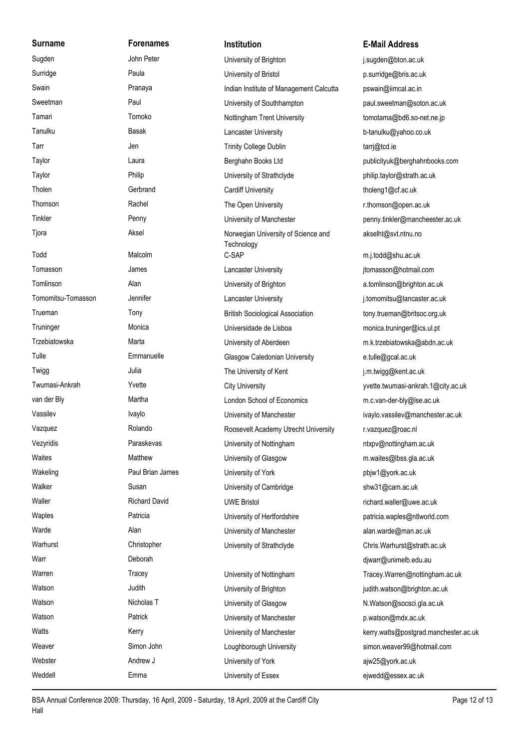| Surname | Forenames | Institution | E-Mail Address |
| --- | --- | --- | --- |
| Sugden | John Peter | University of Brighton | j.sugden@bton.ac.uk |
| Surridge | Paula | University of Bristol | p.surridge@bris.ac.uk |
| Swain | Pranaya | Indian Institute of Management Calcutta | pswain@iimcal.ac.in |
| Sweetman | Paul | University of Southhampton | paul.sweetman@soton.ac.uk |
| Tamari | Tomoko | Nottingham Trent University | tomotama@bd6.so-net.ne.jp |
| Tanulku | Basak | Lancaster University | b-tanulku@yahoo.co.uk |
| Tarr | Jen | Trinity College Dublin | tarrj@tcd.ie |
| Taylor | Laura | Berghahn Books Ltd | publicityuk@berghahnbooks.com |
| Taylor | Philip | University of Strathclyde | philip.taylor@strath.ac.uk |
| Tholen | Gerbrand | Cardiff University | tholeng1@cf.ac.uk |
| Thomson | Rachel | The Open University | r.thomson@open.ac.uk |
| Tinkler | Penny | University of Manchester | penny.tinkler@mancheester.ac.uk |
| Tjora | Aksel | Norwegian University of Science and Technology | akselht@svt.ntnu.no |
| Todd | Malcolm | C-SAP | m.j.todd@shu.ac.uk |
| Tomasson | James | Lancaster University | jtomasson@hotmail.com |
| Tomlinson | Alan | University of Brighton | a.tomlinson@brighton.ac.uk |
| Tomomitsu-Tomasson | Jennifer | Lancaster University | j.tomomitsu@lancaster.ac.uk |
| Trueman | Tony | British Sociological Association | tony.trueman@britsoc.org.uk |
| Truninger | Monica | Universidade de Lisboa | monica.truninger@ics.ul.pt |
| Trzebiatowska | Marta | University of Aberdeen | m.k.trzebiatowska@abdn.ac.uk |
| Tulle | Emmanuelle | Glasgow Caledonian University | e.tulle@gcal.ac.uk |
| Twigg | Julia | The University of Kent | j.m.twigg@kent.ac.uk |
| Twumasi-Ankrah | Yvette | City University | yvette.twumasi-ankrah.1@city.ac.uk |
| van der Bly | Martha | London School of Economics | m.c.van-der-bly@lse.ac.uk |
| Vassilev | Ivaylo | University of Manchester | ivaylo.vassilev@manchester.ac.uk |
| Vazquez | Rolando | Roosevelt Academy Utrecht University | r.vazquez@roac.nl |
| Vezyridis | Paraskevas | University of Nottingham | ntxpv@nottingham.ac.uk |
| Waites | Matthew | University of Glasgow | m.waites@lbss.gla.ac.uk |
| Wakeling | Paul Brian James | University of York | pbjw1@york.ac.uk |
| Walker | Susan | University of Cambridge | shw31@cam.ac.uk |
| Waller | Richard David | UWE Bristol | richard.waller@uwe.ac.uk |
| Waples | Patricia | University of Hertfordshire | patricia.waples@ntlworld.com |
| Warde | Alan | University of Manchester | alan.warde@man.ac.uk |
| Warhurst | Christopher | University of Strathclyde | Chris.Warhurst@strath.ac.uk |
| Warr | Deborah | | djwarr@unimelb.edu.au |
| Warren | Tracey | University of Nottingham | Tracey.Warren@nottingham.ac.uk |
| Watson | Judith | University of Brighton | judith.watson@brighton.ac.uk |
| Watson | Nicholas T | University of Glasgow | N.Watson@socsci.gla.ac.uk |
| Watson | Patrick | University of Manchester | p.watson@mdx.ac.uk |
| Watts | Kerry | University of Manchester | kerry.watts@postgrad.manchester.ac.uk |
| Weaver | Simon John | Loughborough University | simon.weaver99@hotmail.com |
| Webster | Andrew J | University of York | ajw25@york.ac.uk |
| Weddell | Emma | University of Essex | ejwedd@essex.ac.uk |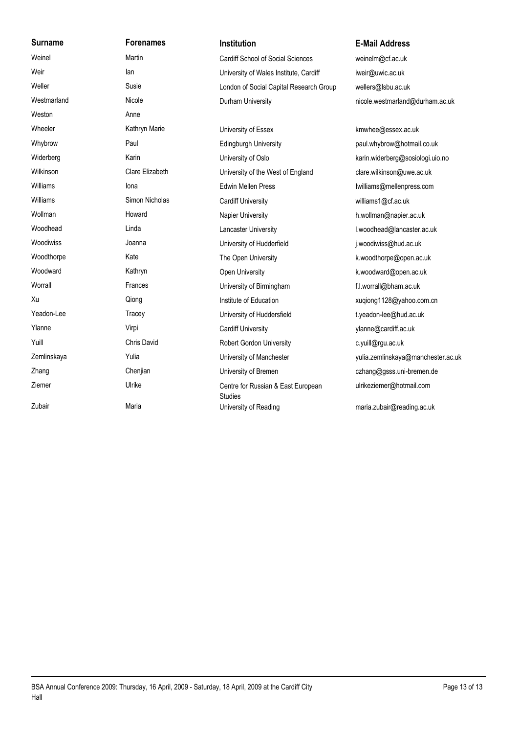| Surname | Forenames | Institution | E-Mail Address |
| --- | --- | --- | --- |
| Weinel | Martin | Cardiff School of Social Sciences | weinelm@cf.ac.uk |
| Weir | Ian | University of Wales Institute, Cardiff | iweir@uwic.ac.uk |
| Weller | Susie | London of Social Capital Research Group | wellers@lsbu.ac.uk |
| Westmarland | Nicole | Durham University | nicole.westmarland@durham.ac.uk |
| Weston | Anne | | |
| Wheeler | Kathryn Marie | University of Essex | kmwhee@essex.ac.uk |
| Whybrow | Paul | Edingburgh University | paul.whybrow@hotmail.co.uk |
| Widerberg | Karin | University of Oslo | karin.widerberg@sosiologi.uio.no |
| Wilkinson | Clare Elizabeth | University of the West of England | clare.wilkinson@uwe.ac.uk |
| Williams | Iona | Edwin Mellen Press | Iwilliams@mellenpress.com |
| Williams | Simon Nicholas | Cardiff University | williams1@cf.ac.uk |
| Wollman | Howard | Napier University | h.wollman@napier.ac.uk |
| Woodhead | Linda | Lancaster University | l.woodhead@lancaster.ac.uk |
| Woodiwiss | Joanna | University of Hudderfield | j.woodiwiss@hud.ac.uk |
| Woodthorpe | Kate | The Open University | k.woodthorpe@open.ac.uk |
| Woodward | Kathryn | Open University | k.woodward@open.ac.uk |
| Worrall | Frances | University of Birmingham | f.l.worrall@bham.ac.uk |
| Xu | Qiong | Institute of Education | xuqiong1128@yahoo.com.cn |
| Yeadon-Lee | Tracey | University of Huddersfield | t.yeadon-lee@hud.ac.uk |
| Ylanne | Virpi | Cardiff University | ylanne@cardiff.ac.uk |
| Yuill | Chris David | Robert Gordon University | c.yuill@rgu.ac.uk |
| Zemlinskaya | Yulia | University of Manchester | yulia.zemlinskaya@manchester.ac.uk |
| Zhang | Chenjian | University of Bremen | czhang@gsss.uni-bremen.de |
| Ziemer | Ulrike | Centre for Russian & East European Studies | ulrikeziemer@hotmail.com |
| Zubair | Maria | University of Reading | maria.zubair@reading.ac.uk |